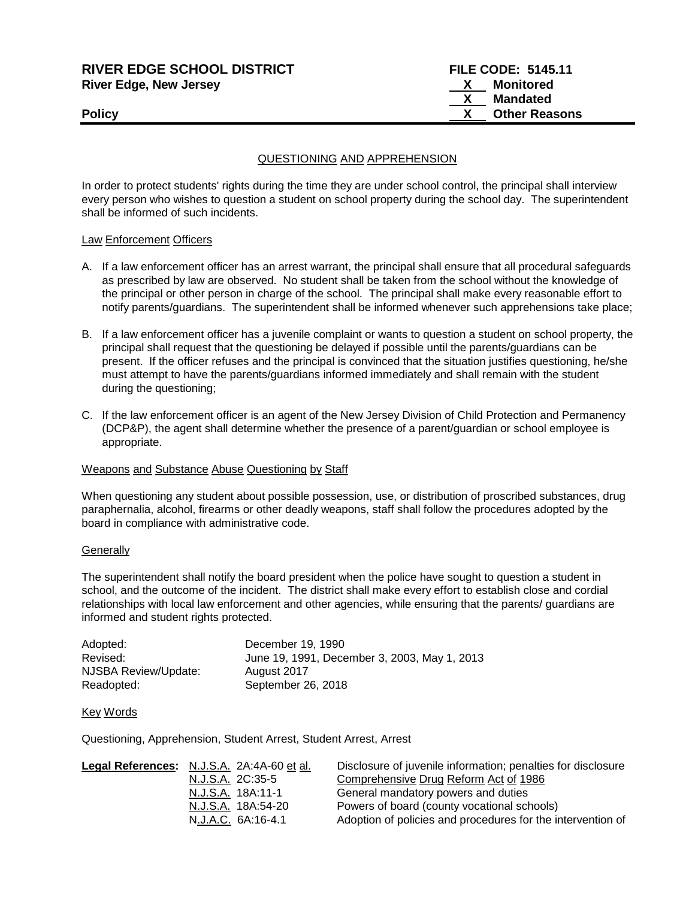**RIVER EDGE SCHOOL DISTRICT**
**River Edge, New Jersey**

**Policy**

**FILE CODE: 5145.11**
X **Monitored**
X **Mandated**
X **Other Reasons**

QUESTIONING AND APPREHENSION

In order to protect students' rights during the time they are under school control, the principal shall interview every person who wishes to question a student on school property during the school day. The superintendent shall be informed of such incidents.

Law Enforcement Officers

A. If a law enforcement officer has an arrest warrant, the principal shall ensure that all procedural safeguards as prescribed by law are observed. No student shall be taken from the school without the knowledge of the principal or other person in charge of the school. The principal shall make every reasonable effort to notify parents/guardians. The superintendent shall be informed whenever such apprehensions take place;

B. If a law enforcement officer has a juvenile complaint or wants to question a student on school property, the principal shall request that the questioning be delayed if possible until the parents/guardians can be present. If the officer refuses and the principal is convinced that the situation justifies questioning, he/she must attempt to have the parents/guardians informed immediately and shall remain with the student during the questioning;

C. If the law enforcement officer is an agent of the New Jersey Division of Child Protection and Permanency (DCP&P), the agent shall determine whether the presence of a parent/guardian or school employee is appropriate.

Weapons and Substance Abuse Questioning by Staff

When questioning any student about possible possession, use, or distribution of proscribed substances, drug paraphernalia, alcohol, firearms or other deadly weapons, staff shall follow the procedures adopted by the board in compliance with administrative code.

Generally

The superintendent shall notify the board president when the police have sought to question a student in school, and the outcome of the incident. The district shall make every effort to establish close and cordial relationships with local law enforcement and other agencies, while ensuring that the parents/ guardians are informed and student rights protected.

| | |
|---|---|
| Adopted: | December 19, 1990 |
| Revised: | June 19, 1991, December 3, 2003, May 1, 2013 |
| NJSBA Review/Update: | August 2017 |
| Readopted: | September 26, 2018 |

Key Words

Questioning, Apprehension, Student Arrest, Student Arrest, Arrest

| **Legal References:** | | |
|---|---|---|
| | N.J.S.A. 2A:4A-60 et al. | Disclosure of juvenile information; penalties for disclosure |
| | N.J.S.A. 2C:35-5 | Comprehensive Drug Reform Act of 1986 |
| | N.J.S.A. 18A:11-1 | General mandatory powers and duties |
| | N.J.S.A. 18A:54-20 | Powers of board (county vocational schools) |
| | N.J.A.C. 6A:16-4.1 | Adoption of policies and procedures for the intervention of |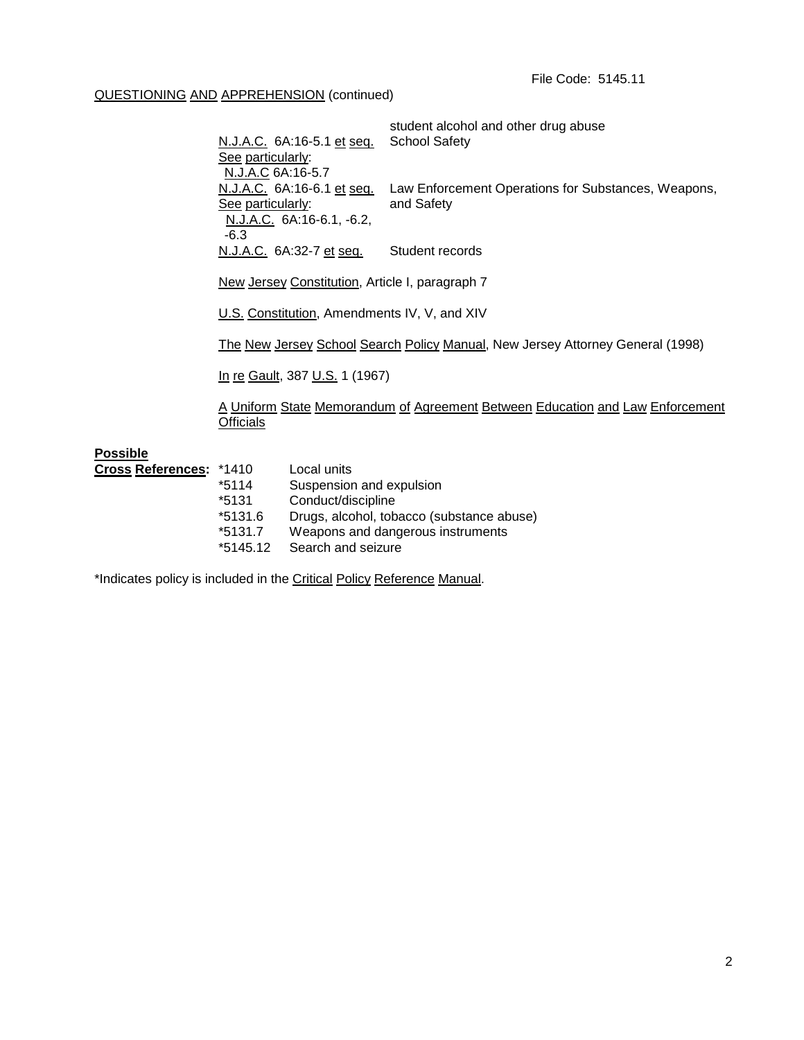File Code: 5145.11

QUESTIONING AND APPREHENSION (continued)

| | |
|---|---|
| | student alcohol and other drug abuse |
| N.J.A.C. 6A:16-5.1 et seq. See particularly: N.J.A.C 6A:16-5.7 | School Safety |
| N.J.A.C. 6A:16-6.1 et seq. See particularly: N.J.A.C. 6A:16-6.1, -6.2, -6.3 | Law Enforcement Operations for Substances, Weapons, and Safety |
| N.J.A.C. 6A:32-7 et seq. | Student records |

New Jersey Constitution, Article I, paragraph 7

U.S. Constitution, Amendments IV, V, and XIV

The New Jersey School Search Policy Manual, New Jersey Attorney General (1998)

In re Gault, 387 U.S. 1 (1967)

A Uniform State Memorandum of Agreement Between Education and Law Enforcement Officials

**Possible Cross References:**

| | |
|---|---|
| *1410 | Local units |
| *5114 | Suspension and expulsion |
| *5131 | Conduct/discipline |
| *5131.6 | Drugs, alcohol, tobacco (substance abuse) |
| *5131.7 | Weapons and dangerous instruments |
| *5145.12 | Search and seizure |

*Indicates policy is included in the Critical Policy Reference Manual.